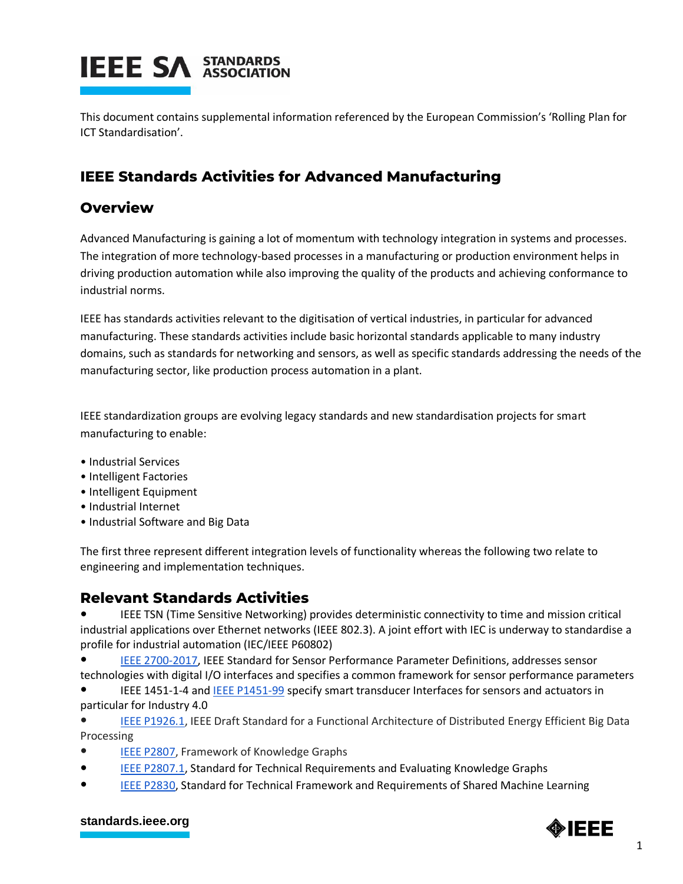This document contains supplemental information referenced by the European Commission's 'Rolling Plan for ICT Standardisation'.

## IEEE Standards Activities for Advanced Manufacturing

## Overview

Advanced Manufacturing is gaining a lot of momentum with technology integration in systems and processes. The integration of more technology-based processes in a manufacturing or production environment helps in driving production automation while also improving the quality of the products and achieving conformance to industrial norms.

IEEE has standards activities relevant to the digitisation of vertical industries, in particular for advanced manufacturing. These standards activities include basic horizontal standards applicable to many industry domains, such as standards for networking and sensors, as well as specific standards addressing the needs of the manufacturing sector, like production process automation in a plant.

IEEE standardization groups are evolving legacy standards and new standardisation projects for smart manufacturing to enable:

- Industrial Services
- Intelligent Factories
- Intelligent Equipment
- Industrial Internet
- Industrial Software and Big Data

The first three represent different integration levels of functionality whereas the following two relate to engineering and implementation techniques.

## Relevant Standards Activities

- IEEE TSN (Time Sensitive Networking) provides deterministic connectivity to time and mission critical industrial applications over Ethernet networks (IEEE 802.3). A joint effort with IEC is underway to standardise a profile for industrial automation (IEC/IEEE P60802)
- IEEE 2700-2017, IEEE Standard for Sensor Performance Parameter Definitions, addresses sensor technologies with digital I/O interfaces and specifies a common framework for sensor performance parameters
- IEEE 1451-1-4 and IEEE P1451-99 specify smart transducer Interfaces for sensors and actuators in particular for Industry 4.0
- IEEE P1926.1, IEEE Draft Standard for a Functional Architecture of Distributed Energy Efficient Big Data Processing
- IEEE P2807, Framework of Knowledge Graphs
- IEEE P2807.1, Standard for Technical Requirements and Evaluating Knowledge Graphs
- IEEE P2830, Standard for Technical Framework and Requirements of Shared Machine Learning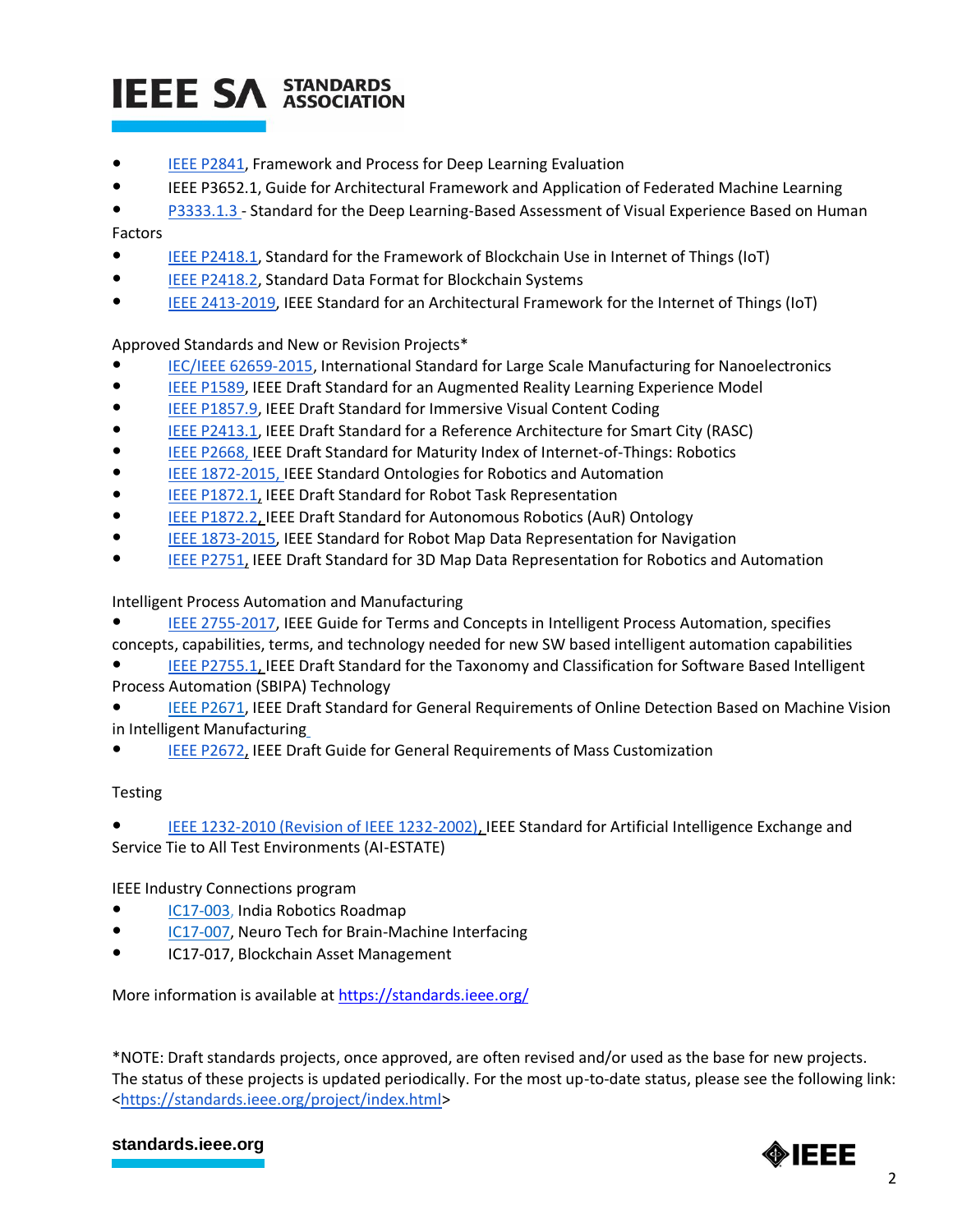- IEEE P2841, Framework and Process for Deep Learning Evaluation
- IEEE P3652.1, Guide for Architectural Framework and Application of Federated Machine Learning
- P3333.1.3 - Standard for the Deep Learning-Based Assessment of Visual Experience Based on Human Factors
- IEEE P2418.1, Standard for the Framework of Blockchain Use in Internet of Things (IoT)
- IEEE P2418.2, Standard Data Format for Blockchain Systems
- IEEE 2413-2019, IEEE Standard for an Architectural Framework for the Internet of Things (IoT)

Approved Standards and New or Revision Projects*

- IEC/IEEE 62659-2015, International Standard for Large Scale Manufacturing for Nanoelectronics
- IEEE P1589, IEEE Draft Standard for an Augmented Reality Learning Experience Model
- IEEE P1857.9, IEEE Draft Standard for Immersive Visual Content Coding
- IEEE P2413.1, IEEE Draft Standard for a Reference Architecture for Smart City (RASC)
- IEEE P2668, IEEE Draft Standard for Maturity Index of Internet-of-Things: Robotics
- IEEE 1872-2015, IEEE Standard Ontologies for Robotics and Automation
- IEEE P1872.1, IEEE Draft Standard for Robot Task Representation
- IEEE P1872.2, IEEE Draft Standard for Autonomous Robotics (AuR) Ontology
- IEEE 1873-2015, IEEE Standard for Robot Map Data Representation for Navigation
- IEEE P2751, IEEE Draft Standard for 3D Map Data Representation for Robotics and Automation

Intelligent Process Automation and Manufacturing

- IEEE 2755-2017, IEEE Guide for Terms and Concepts in Intelligent Process Automation, specifies concepts, capabilities, terms, and technology needed for new SW based intelligent automation capabilities
- IEEE P2755.1, IEEE Draft Standard for the Taxonomy and Classification for Software Based Intelligent Process Automation (SBIPA) Technology
- IEEE P2671, IEEE Draft Standard for General Requirements of Online Detection Based on Machine Vision in Intelligent Manufacturing
- IEEE P2672, IEEE Draft Guide for General Requirements of Mass Customization

Testing

- IEEE 1232-2010 (Revision of IEEE 1232-2002), IEEE Standard for Artificial Intelligence Exchange and Service Tie to All Test Environments (AI-ESTATE)

IEEE Industry Connections program

- IC17-003, India Robotics Roadmap
- IC17-007, Neuro Tech for Brain-Machine Interfacing
- IC17-017, Blockchain Asset Management

More information is available at https://standards.ieee.org/

*NOTE: Draft standards projects, once approved, are often revised and/or used as the base for new projects. The status of these projects is updated periodically. For the most up-to-date status, please see the following link: <https://standards.ieee.org/project/index.html>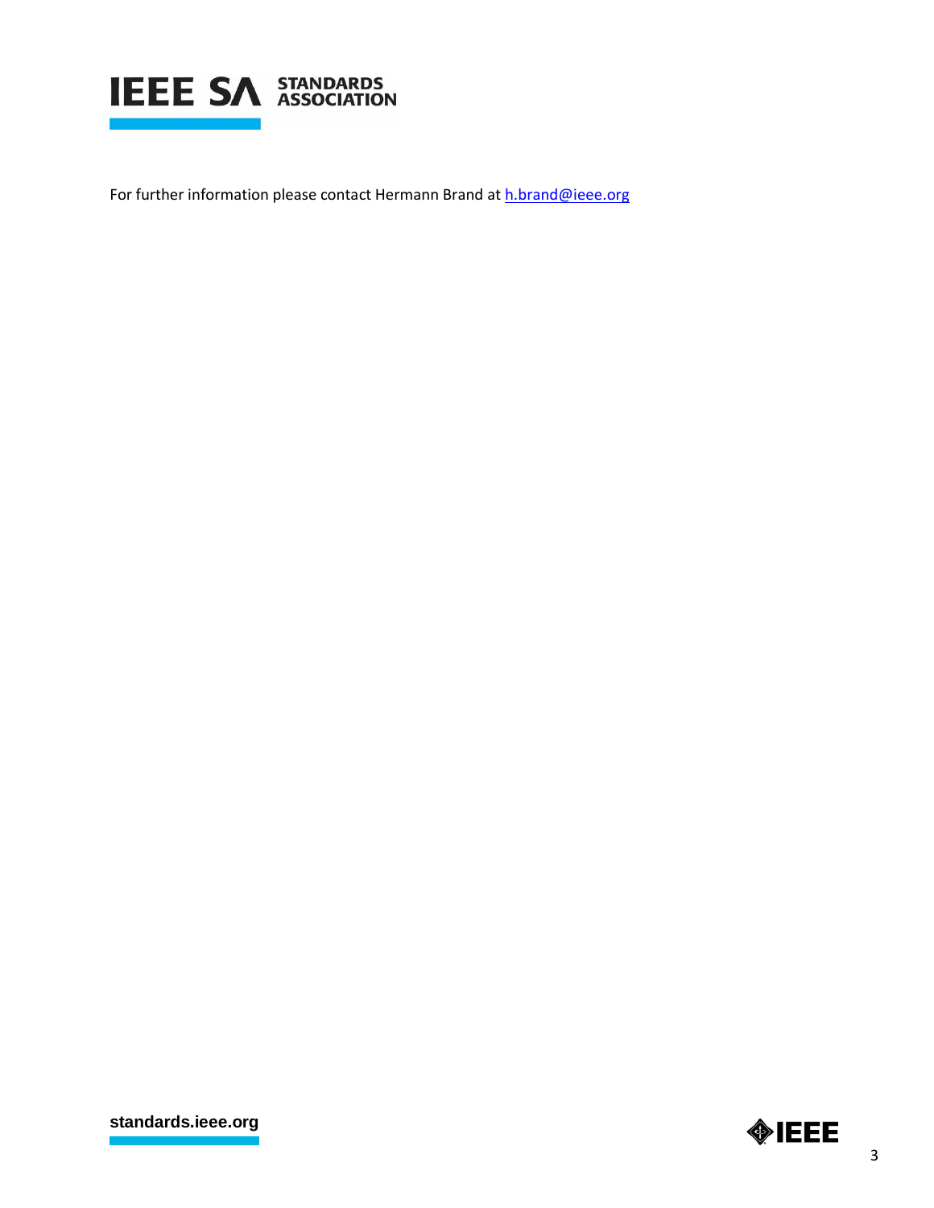For further information please contact Hermann Brand at [h.brand@ieee.org](mailto:h.brand@ieee.org)